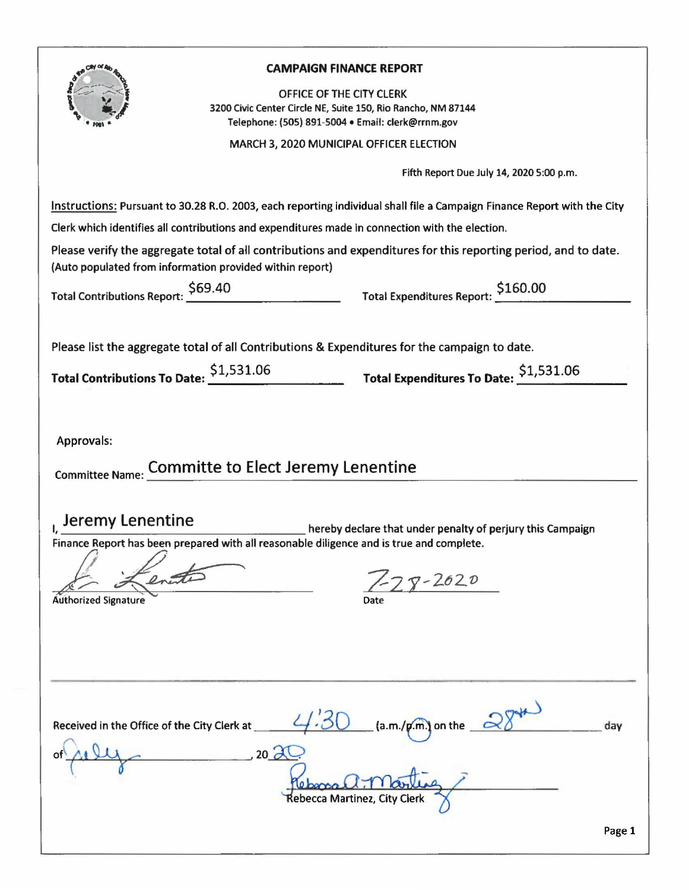## CAMPAIGN FINANCE REPORT

OFFICE OF THE CITY CLERK
3200 Civic Center Circle NE, Suite 150, Rio Rancho, NM 87144
Telephone: (505) 891-5004 • Email: clerk@rrnm.gov

MARCH 3, 2020 MUNICIPAL OFFICER ELECTION

Fifth Report Due July 14, 2020 5:00 p.m.

Instructions: Pursuant to 30.28 R.O. 2003, each reporting individual shall file a Campaign Finance Report with the City Clerk which identifies all contributions and expenditures made in connection with the election.

Please verify the aggregate total of all contributions and expenditures for this reporting period, and to date. (Auto populated from information provided within report)

Total Contributions Report: $69.40 Total Expenditures Report: $160.00

Please list the aggregate total of all Contributions & Expenditures for the campaign to date.

**Total Contributions To Date:** $1,531.06 **Total Expenditures To Date:** $1,531.06

Approvals:

Committee Name: Committe to Elect Jeremy Lenentine

I, Jeremy Lenentine hereby declare that under penalty of perjury this Campaign Finance Report has been prepared with all reasonable diligence and is true and complete.

[Signature]
Authorized Signature

7-28-2020
Date

Received in the Office of the City Clerk at 4:30 (a.m./p.m.) on the 28th day of July, 2020

[Signature]
Rebecca Martinez, City Clerk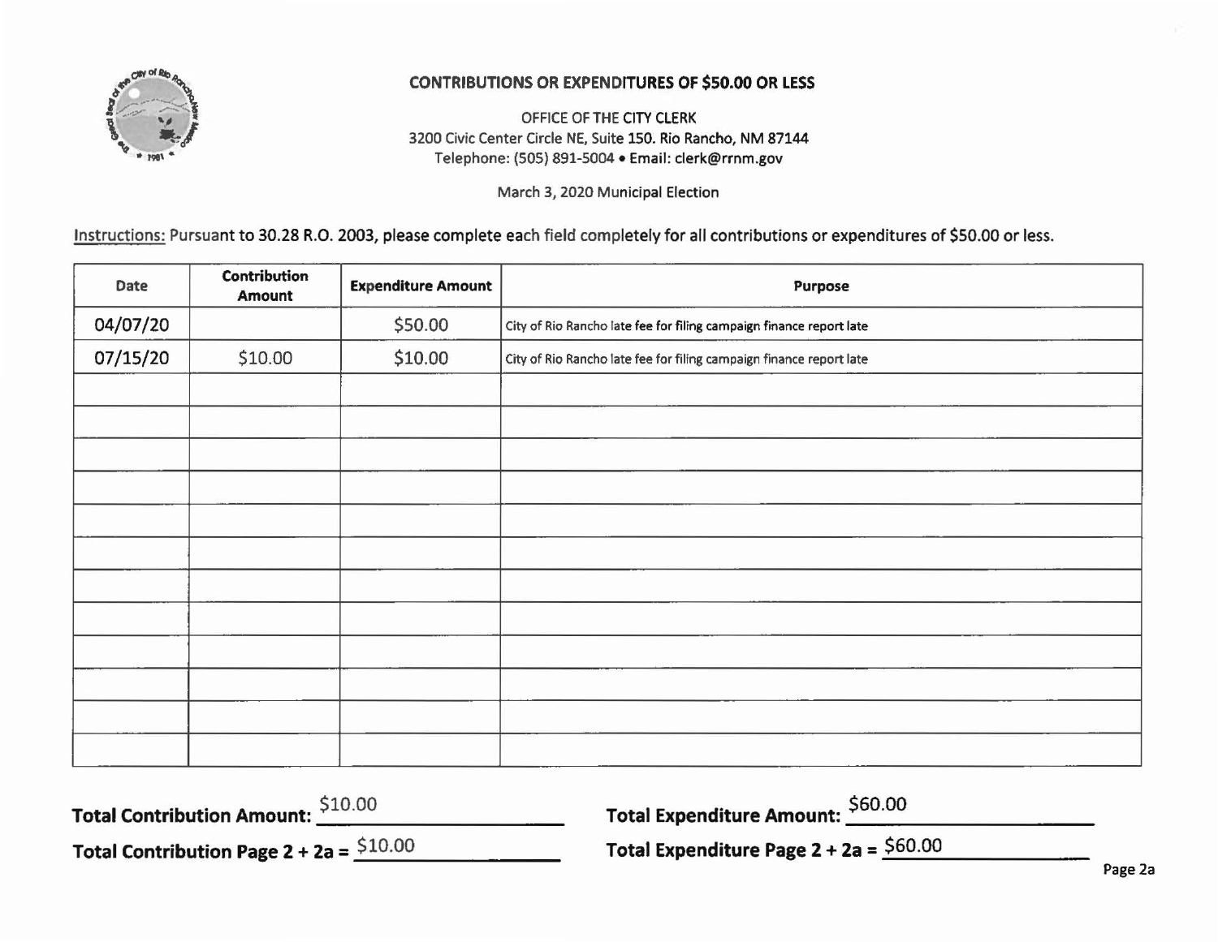## CONTRIBUTIONS OR EXPENDITURES OF $50.00 OR LESS

OFFICE OF THE CITY CLERK
3200 Civic Center Circle NE, Suite 150. Rio Rancho, NM 87144
Telephone: (505) 891-5004 • Email: clerk@rrnm.gov

March 3, 2020 Municipal Election

Instructions: Pursuant to 30.28 R.O. 2003, please complete each field completely for all contributions or expenditures of $50.00 or less.

| Date | Contribution Amount | Expenditure Amount | Purpose |
|---|---|---|---|
| 04/07/20 | | $50.00 | City of Rio Rancho late fee for filing campaign finance report late |
| 07/15/20 | $10.00 | $10.00 | City of Rio Rancho late fee for filing campaign finance report late |
| | | | |
| | | | |
| | | | |
| | | | |
| | | | |
| | | | |
| | | | |
| | | | |
| | | | |
| | | | |
| | | | |
| | | | |

**Total Contribution Amount:** $10.00

**Total Contribution Page 2 + 2a =** $10.00

**Total Expenditure Amount:** $60.00

**Total Expenditure Page 2 + 2a =** $60.00

Page 2a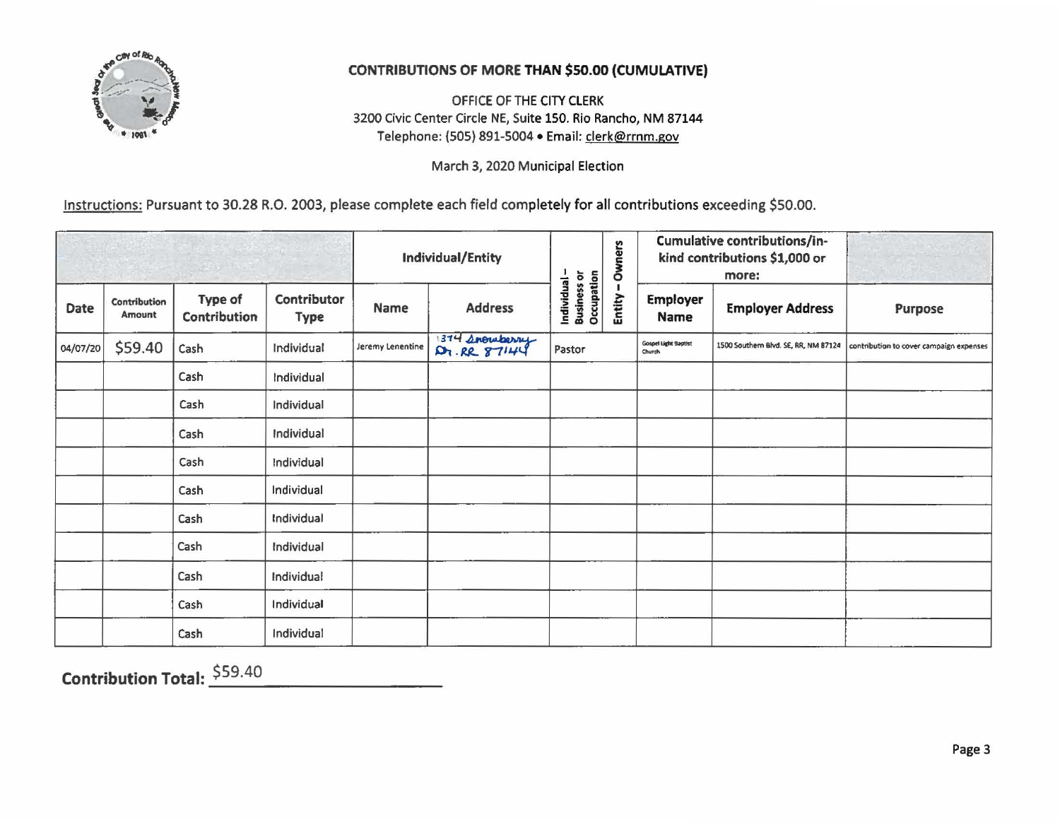## CONTRIBUTIONS OF MORE THAN $50.00 (CUMULATIVE)

OFFICE OF THE CITY CLERK
3200 Civic Center Circle NE, Suite 150. Rio Rancho, NM 87144
Telephone: (505) 891-5004 • Email: clerk@rrnm.gov

March 3, 2020 Municipal Election

Instructions: Pursuant to 30.28 R.O. 2003, please complete each field completely for all contributions exceeding $50.00.

| | | | | Individual/Entity | | | | Cumulative contributions/in-kind contributions $1,000 or more: | | |
|---|---|---|---|---|---|---|---|---|---|---|
| **Date** | **Contribution Amount** | **Type of Contribution** | **Contributor Type** | **Name** | **Address** | **Individual – Business or Occupation** | **Entity – Owners** | **Employer Name** | **Employer Address** | **Purpose** |
| 04/07/20 | $59.40 | Cash | Individual | Jeremy Lenentine | 1374 Snowberry Dr. RR 87144 | Pastor | | Gospel Light Baptist Church | 1500 Southern Blvd. SE, RR, NM 87124 | contribution to cover campaign expenses |
| | | Cash | Individual | | | | | | | |
| | | Cash | Individual | | | | | | | |
| | | Cash | Individual | | | | | | | |
| | | Cash | Individual | | | | | | | |
| | | Cash | Individual | | | | | | | |
| | | Cash | Individual | | | | | | | |
| | | Cash | Individual | | | | | | | |
| | | Cash | Individual | | | | | | | |
| | | Cash | Individual | | | | | | | |
| | | Cash | Individual | | | | | | | |

**Contribution Total:** $59.40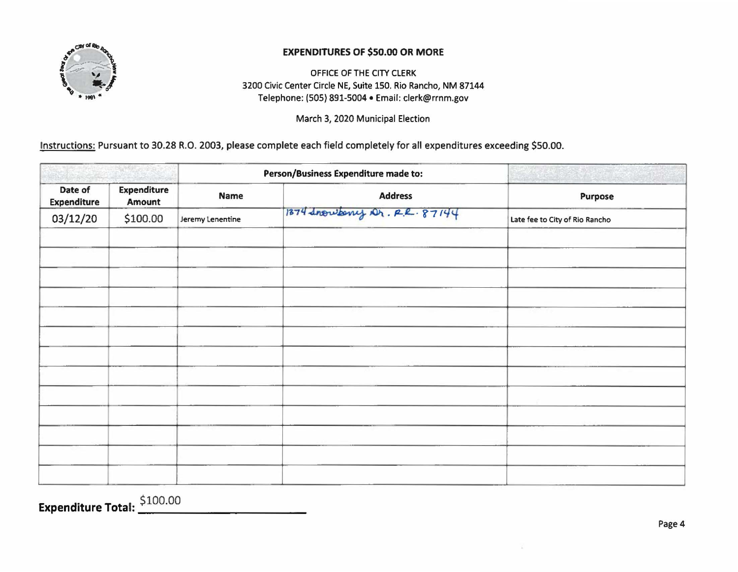## EXPENDITURES OF $50.00 OR MORE

OFFICE OF THE CITY CLERK
3200 Civic Center Circle NE, Suite 150. Rio Rancho, NM 87144
Telephone: (505) 891-5004 • Email: clerk@rrnm.gov

March 3, 2020 Municipal Election

Instructions: Pursuant to 30.28 R.O. 2003, please complete each field completely for all expenditures exceeding $50.00.

| | | Person/Business Expenditure made to: | | |
|---|---|---|---|---|
| **Date of Expenditure** | **Expenditure Amount** | **Name** | **Address** | **Purpose** |
| 03/12/20 | $100.00 | Jeremy Lenentine | 1374 Snowberry Dr. R.R. 87144 | Late fee to City of Rio Rancho |
| | | | | |
| | | | | |
| | | | | |
| | | | | |
| | | | | |
| | | | | |
| | | | | |
| | | | | |
| | | | | |
| | | | | |
| | | | | |
| | | | | |
| | | | | |

**Expenditure Total:** $100.00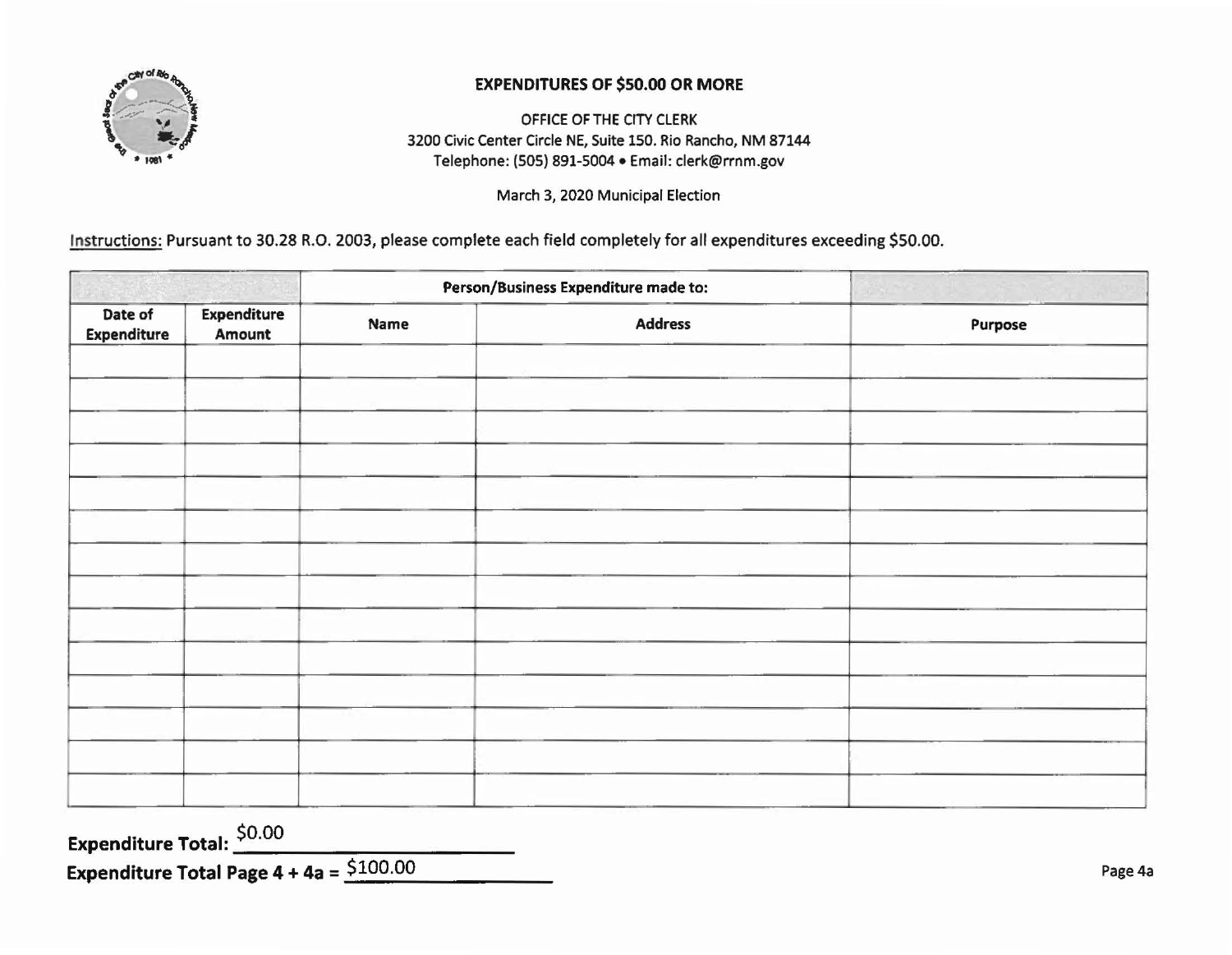**EXPENDITURES OF $50.00 OR MORE**

OFFICE OF THE CITY CLERK
3200 Civic Center Circle NE, Suite 150. Rio Rancho, NM 87144
Telephone: (505) 891-5004 • Email: clerk@rrnm.gov

March 3, 2020 Municipal Election

Instructions: Pursuant to 30.28 R.O. 2003, please complete each field completely for all expenditures exceeding $50.00.

| | | Person/Business Expenditure made to: | | |
|---|---|---|---|---|
| **Date of Expenditure** | **Expenditure Amount** | **Name** | **Address** | **Purpose** |
| | | | | |
| | | | | |
| | | | | |
| | | | | |
| | | | | |
| | | | | |
| | | | | |
| | | | | |
| | | | | |
| | | | | |
| | | | | |
| | | | | |
| | | | | |
| | | | | |

**Expenditure Total:** $0.00

**Expenditure Total Page 4 + 4a =** $100.00

Page 4a